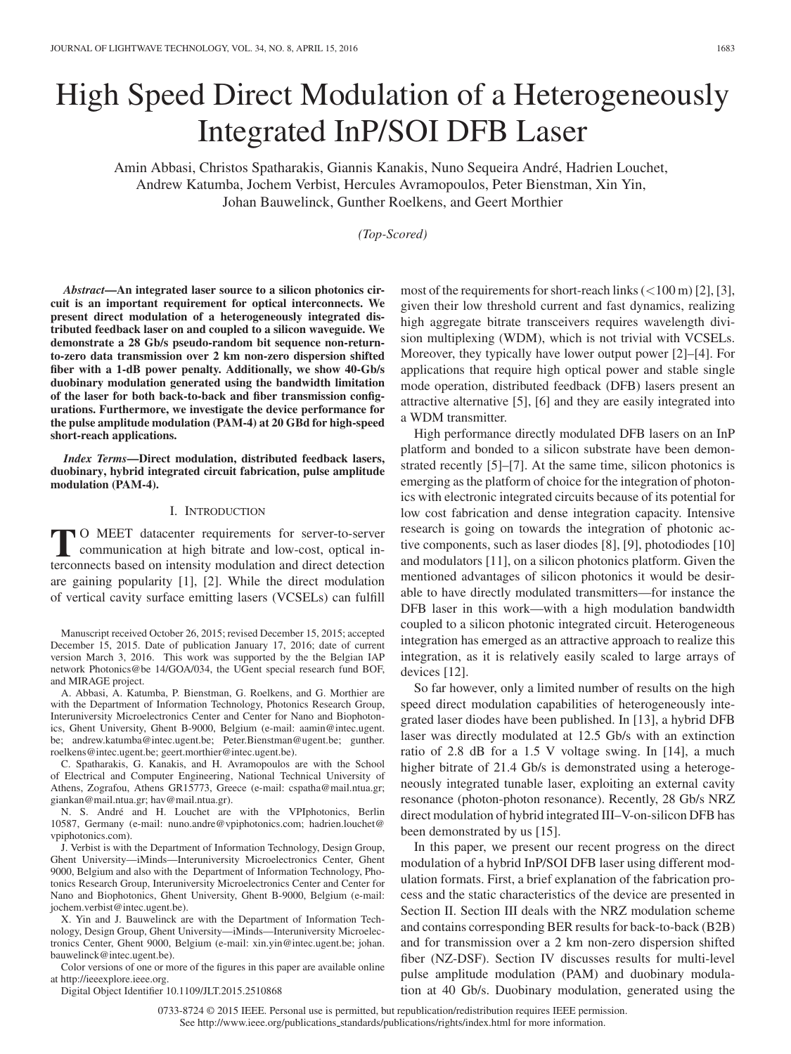# High Speed Direct Modulation of a Heterogeneously Integrated InP/SOI DFB Laser

Amin Abbasi, Christos Spatharakis, Giannis Kanakis, Nuno Sequeira André, Hadrien Louchet, Andrew Katumba, Jochem Verbist, Hercules Avramopoulos, Peter Bienstman, Xin Yin, Johan Bauwelinck, Gunther Roelkens, and Geert Morthier

*(Top-Scored)*

***Abstract*—An integrated laser source to a silicon photonics circuit is an important requirement for optical interconnects. We present direct modulation of a heterogeneously integrated distributed feedback laser on and coupled to a silicon waveguide. We demonstrate a 28 Gb/s pseudo-random bit sequence non-return-to-zero data transmission over 2 km non-zero dispersion shifted fiber with a 1-dB power penalty. Additionally, we show 40-Gb/s duobinary modulation generated using the bandwidth limitation of the laser for both back-to-back and fiber transmission configurations. Furthermore, we investigate the device performance for the pulse amplitude modulation (PAM-4) at 20 GBd for high-speed short-reach applications.**

***Index Terms*—Direct modulation, distributed feedback lasers, duobinary, hybrid integrated circuit fabrication, pulse amplitude modulation (PAM-4).**

## I. Introduction

To meet datacenter requirements for server-to-server communication at high bitrate and low-cost, optical interconnects based on intensity modulation and direct detection are gaining popularity [1], [2]. While the direct modulation of vertical cavity surface emitting lasers (VCSELs) can fulfill most of the requirements for short-reach links (<100 m) [2], [3], given their low threshold current and fast dynamics, realizing high aggregate bitrate transceivers requires wavelength division multiplexing (WDM), which is not trivial with VCSELs. Moreover, they typically have lower output power [2]–[4]. For applications that require high optical power and stable single mode operation, distributed feedback (DFB) lasers present an attractive alternative [5], [6] and they are easily integrated into a WDM transmitter.

High performance directly modulated DFB lasers on an InP platform and bonded to a silicon substrate have been demonstrated recently [5]–[7]. At the same time, silicon photonics is emerging as the platform of choice for the integration of photonics with electronic integrated circuits because of its potential for low cost fabrication and dense integration capacity. Intensive research is going on towards the integration of photonic active components, such as laser diodes [8], [9], photodiodes [10] and modulators [11], on a silicon photonics platform. Given the mentioned advantages of silicon photonics it would be desirable to have directly modulated transmitters—for instance the DFB laser in this work—with a high modulation bandwidth coupled to a silicon photonic integrated circuit. Heterogeneous integration has emerged as an attractive approach to realize this integration, as it is relatively easily scaled to large arrays of devices [12].

So far however, only a limited number of results on the high speed direct modulation capabilities of heterogeneously integrated laser diodes have been published. In [13], a hybrid DFB laser was directly modulated at 12.5 Gb/s with an extinction ratio of 2.8 dB for a 1.5 V voltage swing. In [14], a much higher bitrate of 21.4 Gb/s is demonstrated using a heterogeneously integrated tunable laser, exploiting an external cavity resonance (photon-photon resonance). Recently, 28 Gb/s NRZ direct modulation of hybrid integrated III–V-on-silicon DFB has been demonstrated by us [15].

In this paper, we present our recent progress on the direct modulation of a hybrid InP/SOI DFB laser using different modulation formats. First, a brief explanation of the fabrication process and the static characteristics of the device are presented in Section II. Section III deals with the NRZ modulation scheme and contains corresponding BER results for back-to-back (B2B) and for transmission over a 2 km non-zero dispersion shifted fiber (NZ-DSF). Section IV discusses results for multi-level pulse amplitude modulation (PAM) and duobinary modulation at 40 Gb/s. Duobinary modulation, generated using the

Manuscript received October 26, 2015; revised December 15, 2015; accepted December 15, 2015. Date of publication January 17, 2016; date of current version March 3, 2016. This work was supported by the the Belgian IAP network Photonics@be 14/GOA/034, the UGent special research fund BOF, and MIRAGE project.

A. Abbasi, A. Katumba, P. Bienstman, G. Roelkens, and G. Morthier are with the Department of Information Technology, Photonics Research Group, Interuniversity Microelectronics Center and Center for Nano and Biophotonics, Ghent University, Ghent B-9000, Belgium (e-mail: aamin@intec.ugent.be; andrew.katumba@intec.ugent.be; Peter.Bienstman@ugent.be; gunther.roelkens@intec.ugent.be; geert.morthier@intec.ugent.be).

C. Spatharakis, G. Kanakis, and H. Avramopoulos are with the School of Electrical and Computer Engineering, National Technical University of Athens, Zografou, Athens GR15773, Greece (e-mail: cspatha@mail.ntua.gr; giankan@mail.ntua.gr; hav@mail.ntua.gr).

N. S. André and H. Louchet are with the VPIphotonics, Berlin 10587, Germany (e-mail: nuno.andre@vpiphotonics.com; hadrien.louchet@vpiphotonics.com).

J. Verbist is with the Department of Information Technology, Design Group, Ghent University—iMinds—Interuniversity Microelectronics Center, Ghent 9000, Belgium and also with the Department of Information Technology, Photonics Research Group, Interuniversity Microelectronics Center and Center for Nano and Biophotonics, Ghent University, Ghent B-9000, Belgium (e-mail: jochem.verbist@intec.ugent.be).

X. Yin and J. Bauwelinck are with the Department of Information Technology, Design Group, Ghent University—iMinds—Interuniversity Microelectronics Center, Ghent 9000, Belgium (e-mail: xin.yin@intec.ugent.be; johan.bauwelinck@intec.ugent.be).

Color versions of one or more of the figures in this paper are available online at http://ieeexplore.ieee.org.

Digital Object Identifier 10.1109/JLT.2015.2510868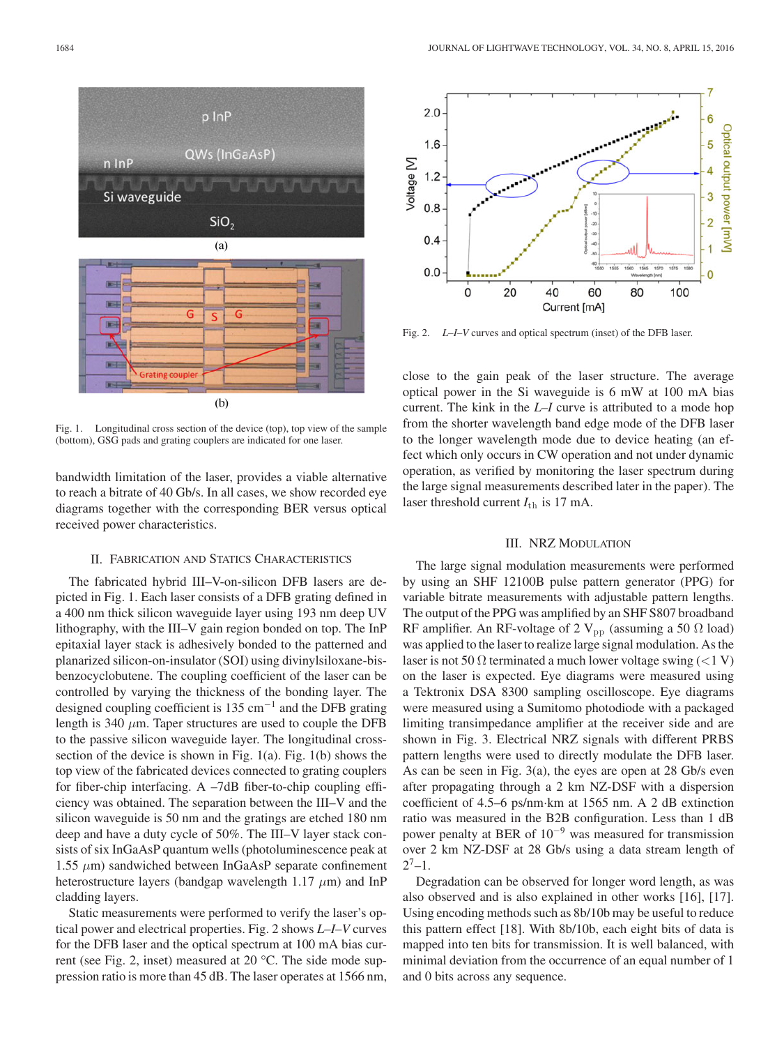Fig. 1. Longitudinal cross section of the device (top), top view of the sample (bottom), GSG pads and grating couplers are indicated for one laser.

bandwidth limitation of the laser, provides a viable alternative to reach a bitrate of 40 Gb/s. In all cases, we show recorded eye diagrams together with the corresponding BER versus optical received power characteristics.

## II. Fabrication and Statics Characteristics

The fabricated hybrid III–V-on-silicon DFB lasers are depicted in Fig. 1. Each laser consists of a DFB grating defined in a 400 nm thick silicon waveguide layer using 193 nm deep UV lithography, with the III–V gain region bonded on top. The InP epitaxial layer stack is adhesively bonded to the patterned and planarized silicon-on-insulator (SOI) using divinylsiloxane-bis-benzocyclobutene. The coupling coefficient of the laser can be controlled by varying the thickness of the bonding layer. The designed coupling coefficient is 135 $\text{cm}^{-1}$ and the DFB grating length is 340 $\mu$m. Taper structures are used to couple the DFB to the passive silicon waveguide layer. The longitudinal cross-section of the device is shown in Fig. 1(a). Fig. 1(b) shows the top view of the fabricated devices connected to grating couplers for fiber-chip interfacing. A –7dB fiber-to-chip coupling efficiency was obtained. The separation between the III–V and the silicon waveguide is 50 nm and the gratings are etched 180 nm deep and have a duty cycle of 50%. The III–V layer stack consists of six InGaAsP quantum wells (photoluminescence peak at 1.55 $\mu$m) sandwiched between InGaAsP separate confinement heterostructure layers (bandgap wavelength 1.17 $\mu$m) and InP cladding layers.

Static measurements were performed to verify the laser's optical power and electrical properties. Fig. 2 shows *L–I–V* curves for the DFB laser and the optical spectrum at 100 mA bias current (see Fig. 2, inset) measured at 20 °C. The side mode suppression ratio is more than 45 dB. The laser operates at 1566 nm, close to the gain peak of the laser structure. The average optical power in the Si waveguide is 6 mW at 100 mA bias current. The kink in the *L–I* curve is attributed to a mode hop from the shorter wavelength band edge mode of the DFB laser to the longer wavelength mode due to device heating (an effect which only occurs in CW operation and not under dynamic operation, as verified by monitoring the laser spectrum during the large signal measurements described later in the paper). The laser threshold current $I_{\text{th}}$ is 17 mA.

Fig. 2. *L–I–V* curves and optical spectrum (inset) of the DFB laser.

## III. NRZ Modulation

The large signal modulation measurements were performed by using an SHF 12100B pulse pattern generator (PPG) for variable bitrate measurements with adjustable pattern lengths. The output of the PPG was amplified by an SHF S807 broadband RF amplifier. An RF-voltage of 2 $V_{\text{pp}}$ (assuming a 50 Ω load) was applied to the laser to realize large signal modulation. As the laser is not 50 Ω terminated a much lower voltage swing (<1 V) on the laser is expected. Eye diagrams were measured using a Tektronix DSA 8300 sampling oscilloscope. Eye diagrams were measured using a Sumitomo photodiode with a packaged limiting transimpedance amplifier at the receiver side and are shown in Fig. 3. Electrical NRZ signals with different PRBS pattern lengths were used to directly modulate the DFB laser. As can be seen in Fig. 3(a), the eyes are open at 28 Gb/s even after propagating through a 2 km NZ-DSF with a dispersion coefficient of 4.5–6 ps/nm·km at 1565 nm. A 2 dB extinction ratio was measured in the B2B configuration. Less than 1 dB power penalty at BER of $10^{-9}$ was measured for transmission over 2 km NZ-DSF at 28 Gb/s using a data stream length of $2^7$–1.

Degradation can be observed for longer word length, as was also observed and is also explained in other works [16], [17]. Using encoding methods such as 8b/10b may be useful to reduce this pattern effect [18]. With 8b/10b, each eight bits of data is mapped into ten bits for transmission. It is well balanced, with minimal deviation from the occurrence of an equal number of 1 and 0 bits across any sequence.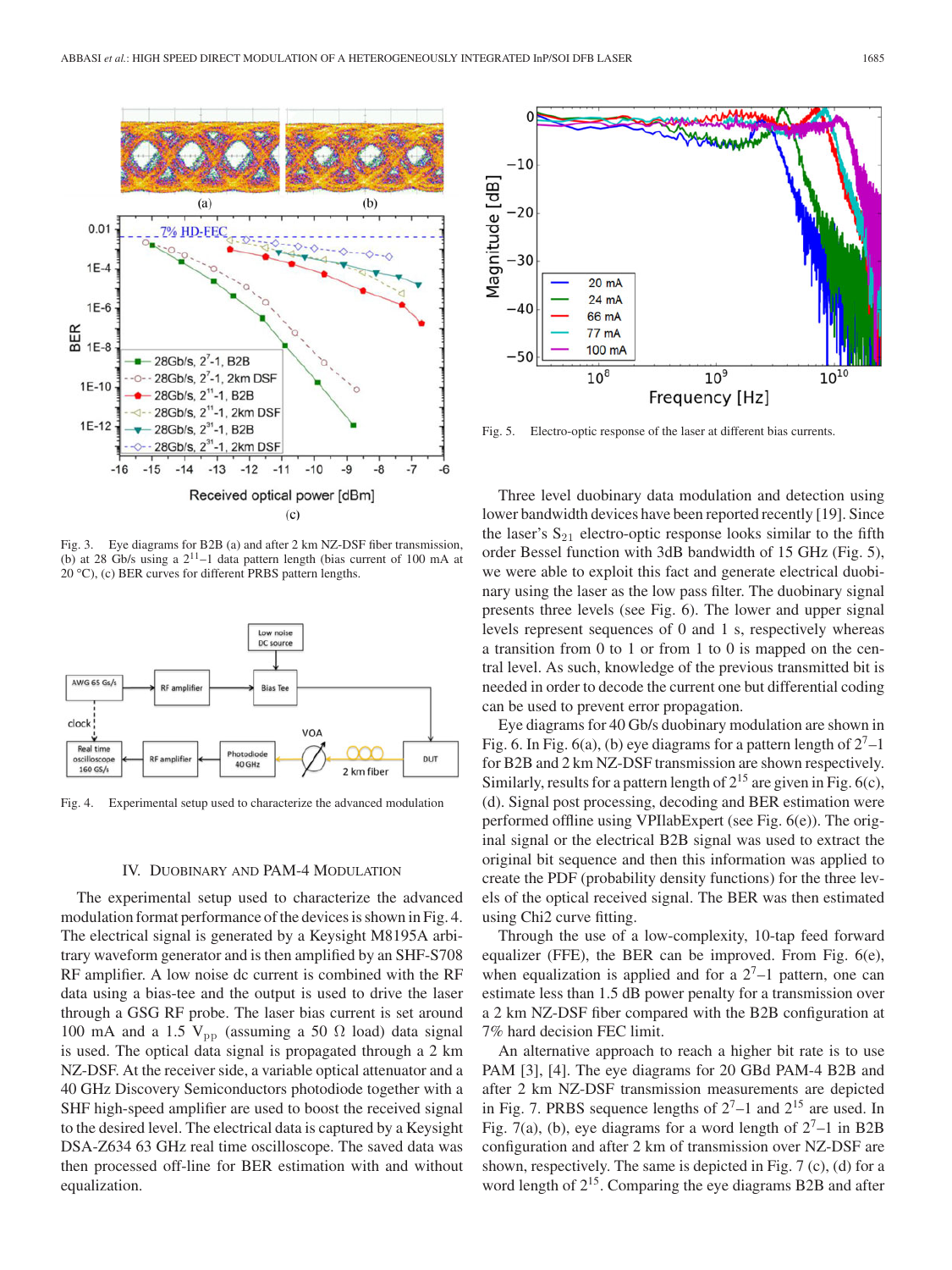Fig. 3. Eye diagrams for B2B (a) and after 2 km NZ-DSF fiber transmission, (b) at 28 Gb/s using a $2^{11}-1$ data pattern length (bias current of 100 mA at 20 °C), (c) BER curves for different PRBS pattern lengths.

Fig. 4. Experimental setup used to characterize the advanced modulation

## IV. Duobinary and PAM-4 Modulation

The experimental setup used to characterize the advanced modulation format performance of the devices is shown in Fig. 4. The electrical signal is generated by a Keysight M8195A arbitrary waveform generator and is then amplified by an SHF-S708 RF amplifier. A low noise dc current is combined with the RF data using a bias-tee and the output is used to drive the laser through a GSG RF probe. The laser bias current is set around 100 mA and a 1.5 $V_{pp}$ (assuming a 50 Ω load) data signal is used. The optical data signal is propagated through a 2 km NZ-DSF. At the receiver side, a variable optical attenuator and a 40 GHz Discovery Semiconductors photodiode together with a SHF high-speed amplifier are used to boost the received signal to the desired level. The electrical data is captured by a Keysight DSA-Z634 63 GHz real time oscilloscope. The saved data was then processed off-line for BER estimation with and without equalization.

Fig. 5. Electro-optic response of the laser at different bias currents.

Three level duobinary data modulation and detection using lower bandwidth devices have been reported recently [19]. Since the laser's $S_{21}$ electro-optic response looks similar to the fifth order Bessel function with 3dB bandwidth of 15 GHz (Fig. 5), we were able to exploit this fact and generate electrical duobinary using the laser as the low pass filter. The duobinary signal presents three levels (see Fig. 6). The lower and upper signal levels represent sequences of 0 and 1 s, respectively whereas a transition from 0 to 1 or from 1 to 0 is mapped on the central level. As such, knowledge of the previous transmitted bit is needed in order to decode the current one but differential coding can be used to prevent error propagation.

Eye diagrams for 40 Gb/s duobinary modulation are shown in Fig. 6. In Fig. 6(a), (b) eye diagrams for a pattern length of $2^7-1$ for B2B and 2 km NZ-DSF transmission are shown respectively. Similarly, results for a pattern length of $2^{15}$ are given in Fig. 6(c), (d). Signal post processing, decoding and BER estimation were performed offline using VPIlabExpert (see Fig. 6(e)). The original signal or the electrical B2B signal was used to extract the original bit sequence and then this information was applied to create the PDF (probability density functions) for the three levels of the optical received signal. The BER was then estimated using Chi2 curve fitting.

Through the use of a low-complexity, 10-tap feed forward equalizer (FFE), the BER can be improved. From Fig. 6(e), when equalization is applied and for a $2^7-1$ pattern, one can estimate less than 1.5 dB power penalty for a transmission over a 2 km NZ-DSF fiber compared with the B2B configuration at 7% hard decision FEC limit.

An alternative approach to reach a higher bit rate is to use PAM [3], [4]. The eye diagrams for 20 GBd PAM-4 B2B and after 2 km NZ-DSF transmission measurements are depicted in Fig. 7. PRBS sequence lengths of $2^7-1$ and $2^{15}$ are used. In Fig. 7(a), (b), eye diagrams for a word length of $2^7-1$ in B2B configuration and after 2 km of transmission over NZ-DSF are shown, respectively. The same is depicted in Fig. 7 (c), (d) for a word length of $2^{15}$. Comparing the eye diagrams B2B and after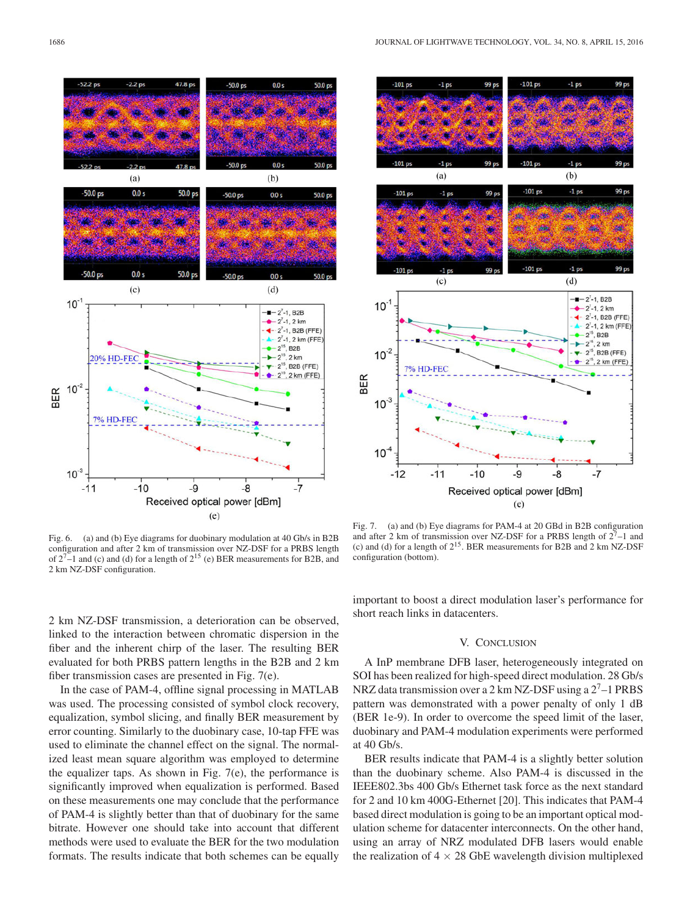Fig. 6. (a) and (b) Eye diagrams for duobinary modulation at 40 Gb/s in B2B configuration and after 2 km of transmission over NZ-DSF for a PRBS length of $2^7$–1 and (c) and (d) for a length of $2^{15}$ (e) BER measurements for B2B, and 2 km NZ-DSF configuration.

Fig. 7. (a) and (b) Eye diagrams for PAM-4 at 20 GBd in B2B configuration and after 2 km of transmission over NZ-DSF for a PRBS length of $2^7$–1 and (c) and (d) for a length of $2^{15}$. BER measurements for B2B and 2 km NZ-DSF configuration (bottom).

2 km NZ-DSF transmission, a deterioration can be observed, linked to the interaction between chromatic dispersion in the fiber and the inherent chirp of the laser. The resulting BER evaluated for both PRBS pattern lengths in the B2B and 2 km fiber transmission cases are presented in Fig. 7(e).

In the case of PAM-4, offline signal processing in MATLAB was used. The processing consisted of symbol clock recovery, equalization, symbol slicing, and finally BER measurement by error counting. Similarly to the duobinary case, 10-tap FFE was used to eliminate the channel effect on the signal. The normalized least mean square algorithm was employed to determine the equalizer taps. As shown in Fig. 7(e), the performance is significantly improved when equalization is performed. Based on these measurements one may conclude that the performance of PAM-4 is slightly better than that of duobinary for the same bitrate. However one should take into account that different methods were used to evaluate the BER for the two modulation formats. The results indicate that both schemes can be equally important to boost a direct modulation laser's performance for short reach links in datacenters.

## V. Conclusion

A InP membrane DFB laser, heterogeneously integrated on SOI has been realized for high-speed direct modulation. 28 Gb/s NRZ data transmission over a 2 km NZ-DSF using a $2^7$–1 PRBS pattern was demonstrated with a power penalty of only 1 dB (BER 1e-9). In order to overcome the speed limit of the laser, duobinary and PAM-4 modulation experiments were performed at 40 Gb/s.

BER results indicate that PAM-4 is a slightly better solution than the duobinary scheme. Also PAM-4 is discussed in the IEEE802.3bs 400 Gb/s Ethernet task force as the next standard for 2 and 10 km 400G-Ethernet [20]. This indicates that PAM-4 based direct modulation is going to be an important optical modulation scheme for datacenter interconnects. On the other hand, using an array of NRZ modulated DFB lasers would enable the realization of 4 × 28 GbE wavelength division multiplexed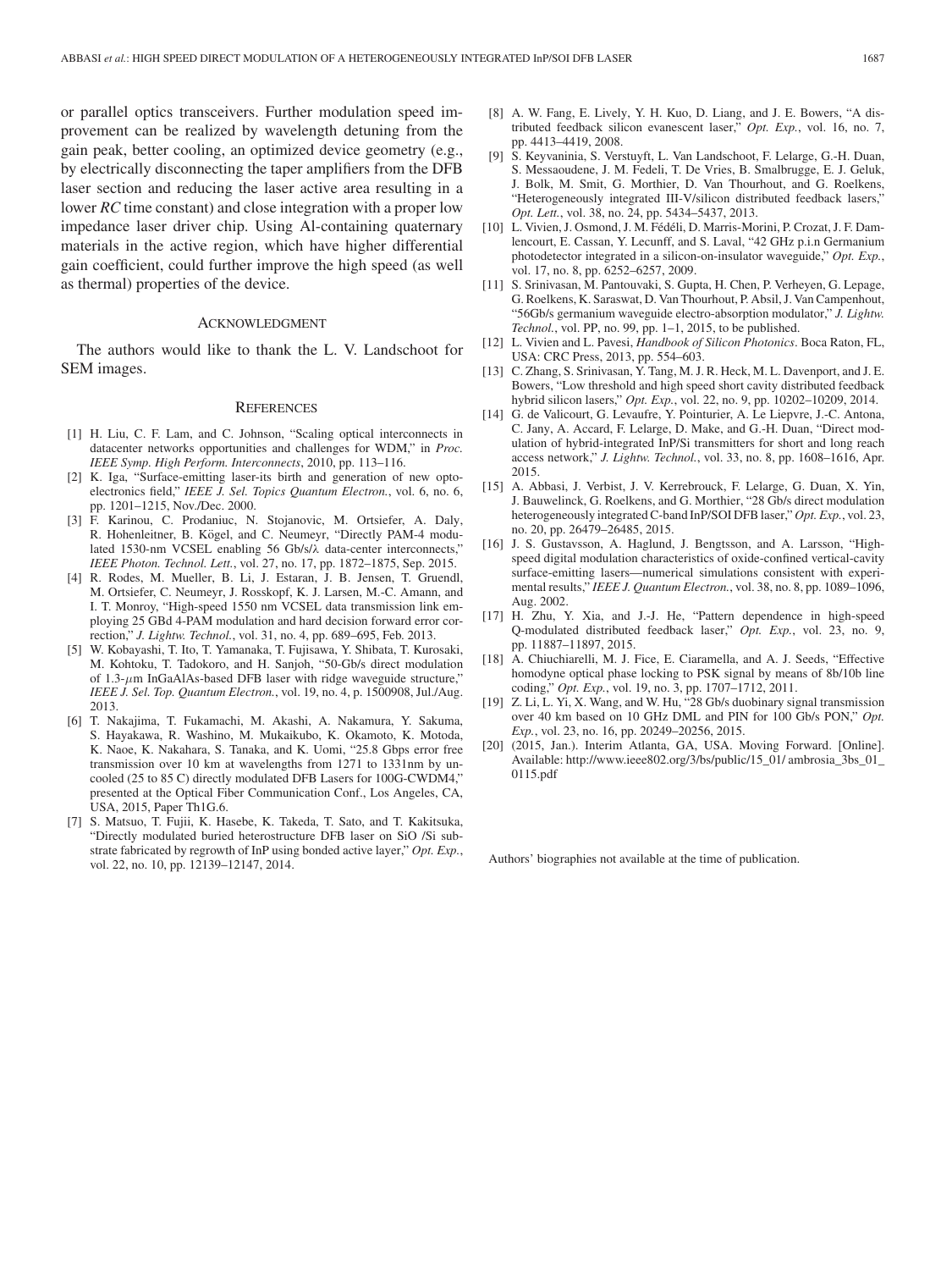or parallel optics transceivers. Further modulation speed improvement can be realized by wavelength detuning from the gain peak, better cooling, an optimized device geometry (e.g., by electrically disconnecting the taper amplifiers from the DFB laser section and reducing the laser active area resulting in a lower *RC* time constant) and close integration with a proper low impedance laser driver chip. Using Al-containing quaternary materials in the active region, which have higher differential gain coefficient, could further improve the high speed (as well as thermal) properties of the device.

## Acknowledgment

The authors would like to thank the L. V. Landschoot for SEM images.

## References

[1] H. Liu, C. F. Lam, and C. Johnson, "Scaling optical interconnects in datacenter networks opportunities and challenges for WDM," in *Proc. IEEE Symp. High Perform. Interconnects*, 2010, pp. 113–116.

[2] K. Iga, "Surface-emitting laser-its birth and generation of new optoelectronics field," *IEEE J. Sel. Topics Quantum Electron.*, vol. 6, no. 6, pp. 1201–1215, Nov./Dec. 2000.

[3] F. Karinou, C. Prodaniuc, N. Stojanovic, M. Ortsiefer, A. Daly, R. Hohenleitner, B. Kögel, and C. Neumeyr, "Directly PAM-4 modulated 1530-nm VCSEL enabling 56 Gb/s/$\lambda$ data-center interconnects," *IEEE Photon. Technol. Lett.*, vol. 27, no. 17, pp. 1872–1875, Sep. 2015.

[4] R. Rodes, M. Mueller, B. Li, J. Estaran, J. B. Jensen, T. Gruendl, M. Ortsiefer, C. Neumeyr, J. Rosskopf, K. J. Larsen, M.-C. Amann, and I. T. Monroy, "High-speed 1550 nm VCSEL data transmission link employing 25 GBd 4-PAM modulation and hard decision forward error correction," *J. Lightw. Technol.*, vol. 31, no. 4, pp. 689–695, Feb. 2013.

[5] W. Kobayashi, T. Ito, T. Yamanaka, T. Fujisawa, Y. Shibata, T. Kurosaki, M. Kohtoku, T. Tadokoro, and H. Sanjoh, "50-Gb/s direct modulation of 1.3-$\mu$m InGaAlAs-based DFB laser with ridge waveguide structure," *IEEE J. Sel. Top. Quantum Electron.*, vol. 19, no. 4, p. 1500908, Jul./Aug. 2013.

[6] T. Nakajima, T. Fukamachi, M. Akashi, A. Nakamura, Y. Sakuma, S. Hayakawa, R. Washino, M. Mukaikubo, K. Okamoto, K. Motoda, K. Naoe, K. Nakahara, S. Tanaka, and K. Uomi, "25.8 Gbps error free transmission over 10 km at wavelengths from 1271 to 1331nm by uncooled (25 to 85 C) directly modulated DFB Lasers for 100G-CWDM4," presented at the Optical Fiber Communication Conf., Los Angeles, CA, USA, 2015, Paper Th1G.6.

[7] S. Matsuo, T. Fujii, K. Hasebe, K. Takeda, T. Sato, and T. Kakitsuka, "Directly modulated buried heterostructure DFB laser on SiO /Si substrate fabricated by regrowth of InP using bonded active layer," *Opt. Exp.*, vol. 22, no. 10, pp. 12139–12147, 2014.

[8] A. W. Fang, E. Lively, Y. H. Kuo, D. Liang, and J. E. Bowers, "A distributed feedback silicon evanescent laser," *Opt. Exp.*, vol. 16, no. 7, pp. 4413–4419, 2008.

[9] S. Keyvaninia, S. Verstuyft, L. Van Landschoot, F. Lelarge, G.-H. Duan, S. Messaoudene, J. M. Fedeli, T. De Vries, B. Smalbrugge, E. J. Geluk, J. Bolk, M. Smit, G. Morthier, D. Van Thourhout, and G. Roelkens, "Heterogeneously integrated III-V/silicon distributed feedback lasers," *Opt. Lett.*, vol. 38, no. 24, pp. 5434–5437, 2013.

[10] L. Vivien, J. Osmond, J. M. Fédéli, D. Marris-Morini, P. Crozat, J. F. Damlencourt, E. Cassan, Y. Lecunff, and S. Laval, "42 GHz p.i.n Germanium photodetector integrated in a silicon-on-insulator waveguide," *Opt. Exp.*, vol. 17, no. 8, pp. 6252–6257, 2009.

[11] S. Srinivasan, M. Pantouvaki, S. Gupta, H. Chen, P. Verheyen, G. Lepage, G. Roelkens, K. Saraswat, D. Van Thourhout, P. Absil, J. Van Campenhout, "56Gb/s germanium waveguide electro-absorption modulator," *J. Lightw. Technol.*, vol. PP, no. 99, pp. 1–1, 2015, to be published.

[12] L. Vivien and L. Pavesi, *Handbook of Silicon Photonics*. Boca Raton, FL, USA: CRC Press, 2013, pp. 554–603.

[13] C. Zhang, S. Srinivasan, Y. Tang, M. J. R. Heck, M. L. Davenport, and J. E. Bowers, "Low threshold and high speed short cavity distributed feedback hybrid silicon lasers," *Opt. Exp.*, vol. 22, no. 9, pp. 10202–10209, 2014.

[14] G. de Valicourt, G. Levaufre, Y. Pointurier, A. Le Liepvre, J.-C. Antona, C. Jany, A. Accard, F. Lelarge, D. Make, and G.-H. Duan, "Direct modulation of hybrid-integrated InP/Si transmitters for short and long reach access network," *J. Lightw. Technol.*, vol. 33, no. 8, pp. 1608–1616, Apr. 2015.

[15] A. Abbasi, J. Verbist, J. V. Kerrebrouck, F. Lelarge, G. Duan, X. Yin, J. Bauwelinck, G. Roelkens, and G. Morthier, "28 Gb/s direct modulation heterogeneously integrated C-band InP/SOI DFB laser," *Opt. Exp.*, vol. 23, no. 20, pp. 26479–26485, 2015.

[16] J. S. Gustavsson, A. Haglund, J. Bengtsson, and A. Larsson, "High-speed digital modulation characteristics of oxide-confined vertical-cavity surface-emitting lasers—numerical simulations consistent with experimental results," *IEEE J. Quantum Electron.*, vol. 38, no. 8, pp. 1089–1096, Aug. 2002.

[17] H. Zhu, Y. Xia, and J.-J. He, "Pattern dependence in high-speed Q-modulated distributed feedback laser," *Opt. Exp.*, vol. 23, no. 9, pp. 11887–11897, 2015.

[18] A. Chiuchiarelli, M. J. Fice, E. Ciaramella, and A. J. Seeds, "Effective homodyne optical phase locking to PSK signal by means of 8b/10b line coding," *Opt. Exp.*, vol. 19, no. 3, pp. 1707–1712, 2011.

[19] Z. Li, L. Yi, X. Wang, and W. Hu, "28 Gb/s duobinary signal transmission over 40 km based on 10 GHz DML and PIN for 100 Gb/s PON," *Opt. Exp.*, vol. 23, no. 16, pp. 20249–20256, 2015.

[20] (2015, Jan.). Interim Atlanta, GA, USA. Moving Forward. [Online]. Available: http://www.ieee802.org/3/bs/public/15_01/ ambrosia_3bs_01_0115.pdf

Authors' biographies not available at the time of publication.